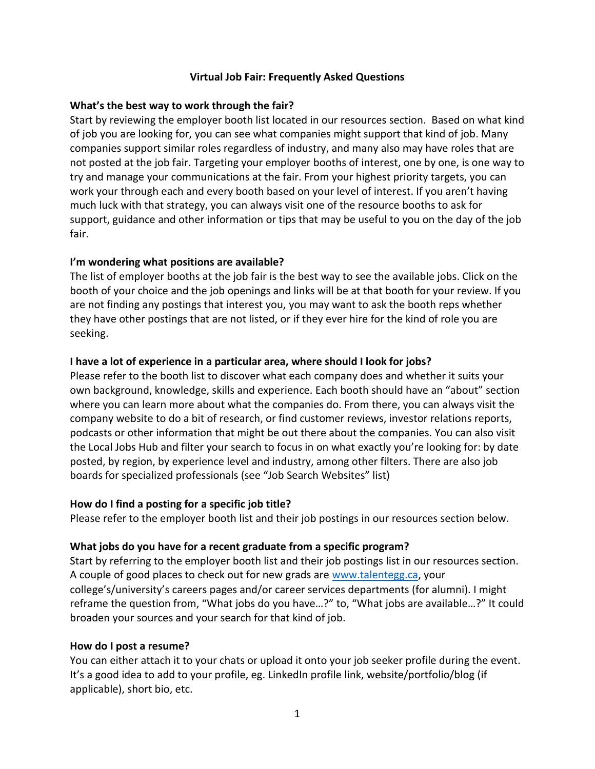# Virtual Job Fair: Frequently Asked Questions

**What's the best way to work through the fair?**

Start by reviewing the employer booth list located in our resources section. Based on what kind of job you are looking for, you can see what companies might support that kind of job. Many companies support similar roles regardless of industry, and many also may have roles that are not posted at the job fair. Targeting your employer booths of interest, one by one, is one way to try and manage your communications at the fair. From your highest priority targets, you can work your through each and every booth based on your level of interest. If you aren't having much luck with that strategy, you can always visit one of the resource booths to ask for support, guidance and other information or tips that may be useful to you on the day of the job fair.

**I'm wondering what positions are available?**

The list of employer booths at the job fair is the best way to see the available jobs. Click on the booth of your choice and the job openings and links will be at that booth for your review. If you are not finding any postings that interest you, you may want to ask the booth reps whether they have other postings that are not listed, or if they ever hire for the kind of role you are seeking.

**I have a lot of experience in a particular area, where should I look for jobs?**

Please refer to the booth list to discover what each company does and whether it suits your own background, knowledge, skills and experience. Each booth should have an "about" section where you can learn more about what the companies do. From there, you can always visit the company website to do a bit of research, or find customer reviews, investor relations reports, podcasts or other information that might be out there about the companies. You can also visit the Local Jobs Hub and filter your search to focus in on what exactly you're looking for: by date posted, by region, by experience level and industry, among other filters. There are also job boards for specialized professionals (see "Job Search Websites" list)

**How do I find a posting for a specific job title?**

Please refer to the employer booth list and their job postings in our resources section below.

**What jobs do you have for a recent graduate from a specific program?**

Start by referring to the employer booth list and their job postings list in our resources section. A couple of good places to check out for new grads are [www.talentegg.ca](www.talentegg.ca), your college's/university's careers pages and/or career services departments (for alumni). I might reframe the question from, "What jobs do you have…?" to, "What jobs are available…?" It could broaden your sources and your search for that kind of job.

**How do I post a resume?**

You can either attach it to your chats or upload it onto your job seeker profile during the event. It's a good idea to add to your profile, eg. LinkedIn profile link, website/portfolio/blog (if applicable), short bio, etc.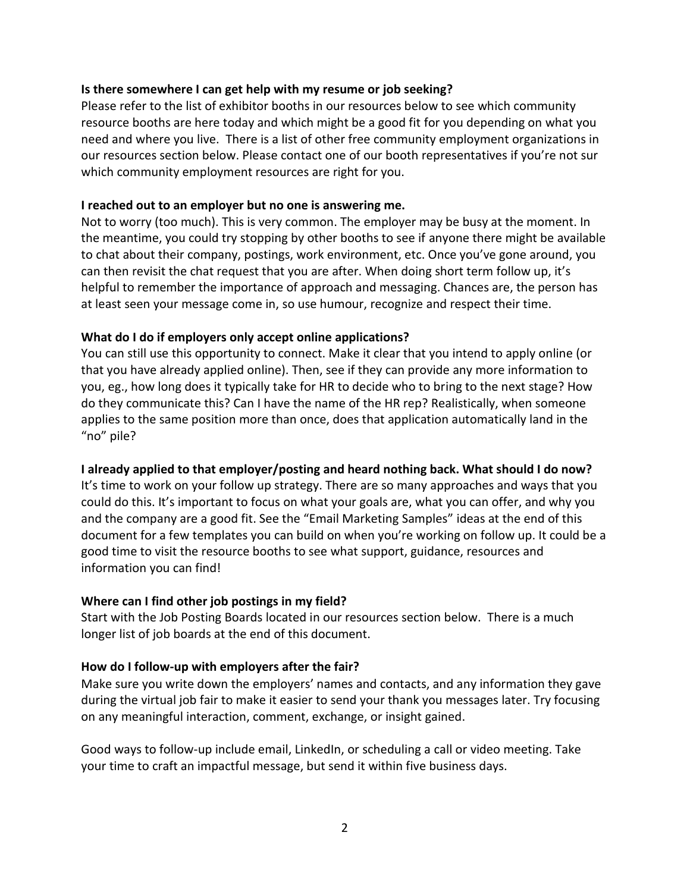**Is there somewhere I can get help with my resume or job seeking?**

Please refer to the list of exhibitor booths in our resources below to see which community resource booths are here today and which might be a good fit for you depending on what you need and where you live. There is a list of other free community employment organizations in our resources section below. Please contact one of our booth representatives if you're not sur which community employment resources are right for you.

**I reached out to an employer but no one is answering me.**

Not to worry (too much). This is very common. The employer may be busy at the moment. In the meantime, you could try stopping by other booths to see if anyone there might be available to chat about their company, postings, work environment, etc. Once you've gone around, you can then revisit the chat request that you are after. When doing short term follow up, it's helpful to remember the importance of approach and messaging. Chances are, the person has at least seen your message come in, so use humour, recognize and respect their time.

**What do I do if employers only accept online applications?**

You can still use this opportunity to connect. Make it clear that you intend to apply online (or that you have already applied online). Then, see if they can provide any more information to you, eg., how long does it typically take for HR to decide who to bring to the next stage? How do they communicate this? Can I have the name of the HR rep? Realistically, when someone applies to the same position more than once, does that application automatically land in the "no" pile?

**I already applied to that employer/posting and heard nothing back. What should I do now?**

It's time to work on your follow up strategy. There are so many approaches and ways that you could do this. It's important to focus on what your goals are, what you can offer, and why you and the company are a good fit. See the "Email Marketing Samples" ideas at the end of this document for a few templates you can build on when you're working on follow up. It could be a good time to visit the resource booths to see what support, guidance, resources and information you can find!

**Where can I find other job postings in my field?**

Start with the Job Posting Boards located in our resources section below. There is a much longer list of job boards at the end of this document.

**How do I follow-up with employers after the fair?**

Make sure you write down the employers' names and contacts, and any information they gave during the virtual job fair to make it easier to send your thank you messages later. Try focusing on any meaningful interaction, comment, exchange, or insight gained.

Good ways to follow-up include email, LinkedIn, or scheduling a call or video meeting. Take your time to craft an impactful message, but send it within five business days.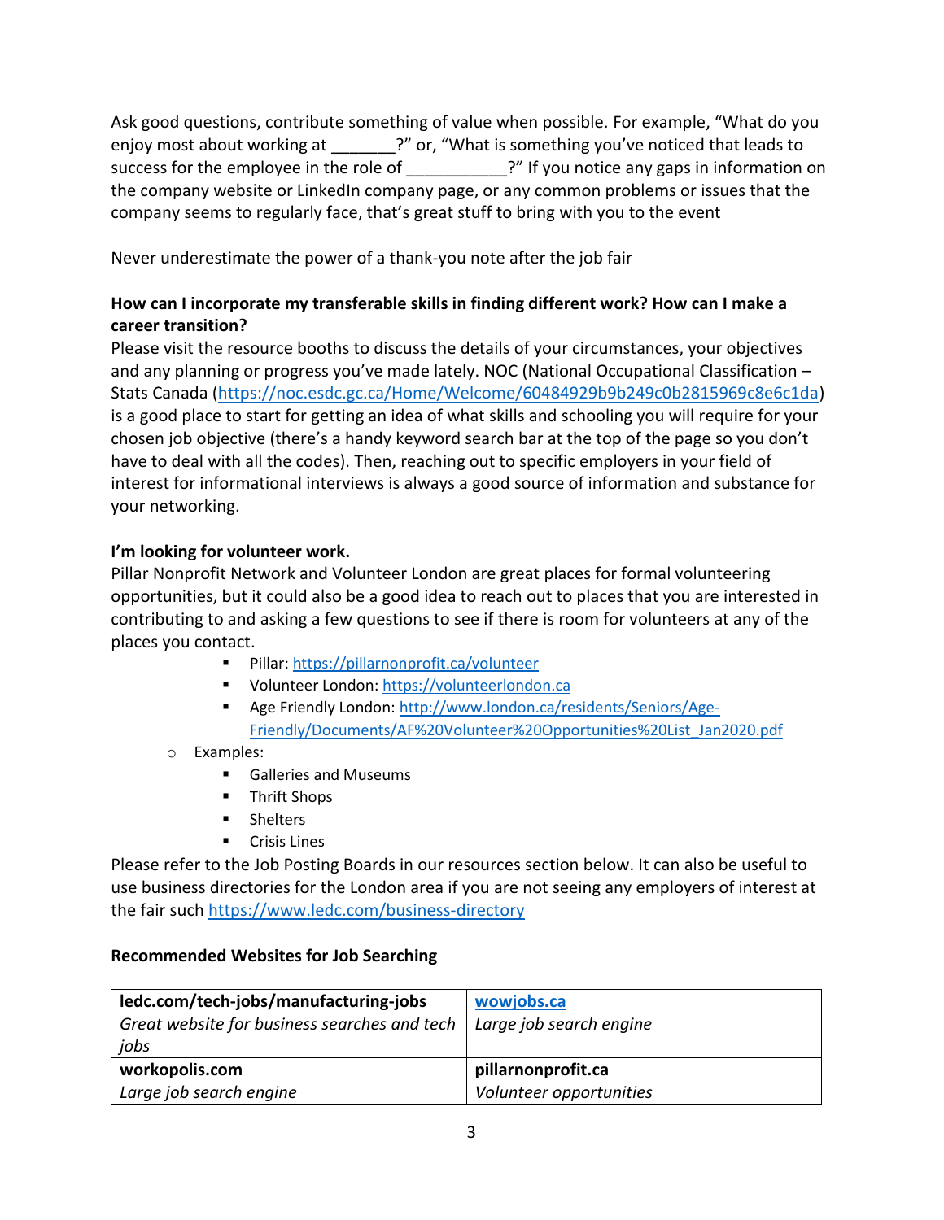Ask good questions, contribute something of value when possible. For example, “What do you enjoy most about working at _______?” or, “What is something you’ve noticed that leads to success for the employee in the role of ___________?” If you notice any gaps in information on the company website or LinkedIn company page, or any common problems or issues that the company seems to regularly face, that’s great stuff to bring with you to the event

Never underestimate the power of a thank-you note after the job fair

**How can I incorporate my transferable skills in finding different work? How can I make a career transition?**

Please visit the resource booths to discuss the details of your circumstances, your objectives and any planning or progress you’ve made lately. NOC (National Occupational Classification – Stats Canada (https://noc.esdc.gc.ca/Home/Welcome/60484929b9b249c0b2815969c8e6c1da) is a good place to start for getting an idea of what skills and schooling you will require for your chosen job objective (there’s a handy keyword search bar at the top of the page so you don’t have to deal with all the codes). Then, reaching out to specific employers in your field of interest for informational interviews is always a good source of information and substance for your networking.

**I’m looking for volunteer work.**

Pillar Nonprofit Network and Volunteer London are great places for formal volunteering opportunities, but it could also be a good idea to reach out to places that you are interested in contributing to and asking a few questions to see if there is room for volunteers at any of the places you contact.

- Pillar: https://pillarnonprofit.ca/volunteer
- Volunteer London: https://volunteerlondon.ca
- Age Friendly London: http://www.london.ca/residents/Seniors/Age-Friendly/Documents/AF%20Volunteer%20Opportunities%20List_Jan2020.pdf

- Examples:
  - Galleries and Museums
  - Thrift Shops
  - Shelters
  - Crisis Lines

Please refer to the Job Posting Boards in our resources section below. It can also be useful to use business directories for the London area if you are not seeing any employers of interest at the fair such https://www.ledc.com/business-directory

**Recommended Websites for Job Searching**

| **ledc.com/tech-jobs/manufacturing-jobs**<br>*Great website for business searches and tech jobs* | **wowjobs.ca**<br>*Large job search engine* |
|---|---|
| **workopolis.com**<br>*Large job search engine* | **pillarnonprofit.ca**<br>*Volunteer opportunities* |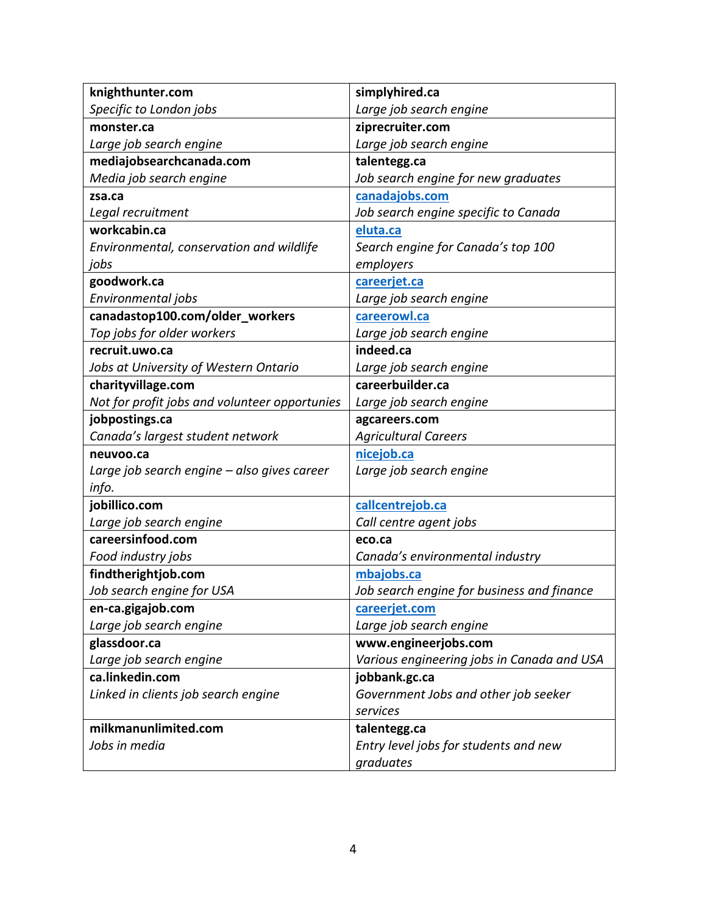| **knighthunter.com**<br>*Specific to London jobs* | **simplyhired.ca**<br>*Large job search engine* |
|---|---|
| **monster.ca**<br>*Large job search engine* | **ziprecruiter.com**<br>*Large job search engine* |
| **mediajobsearchcanada.com**<br>*Media job search engine* | **talentegg.ca**<br>*Job search engine for new graduates* |
| **zsa.ca**<br>*Legal recruitment* | **canadajobs.com**<br>*Job search engine specific to Canada* |
| **workcabin.ca**<br>*Environmental, conservation and wildlife jobs* | **eluta.ca**<br>*Search engine for Canada's top 100 employers* |
| **goodwork.ca**<br>*Environmental jobs* | **careerjet.ca**<br>*Large job search engine* |
| **canadastop100.com/older_workers**<br>*Top jobs for older workers* | **careerowl.ca**<br>*Large job search engine* |
| **recruit.uwo.ca**<br>*Jobs at University of Western Ontario* | **indeed.ca**<br>*Large job search engine* |
| **charityvillage.com**<br>*Not for profit jobs and volunteer opportunies* | **careerbuilder.ca**<br>*Large job search engine* |
| **jobpostings.ca**<br>*Canada's largest student network* | **agcareers.com**<br>*Agricultural Careers* |
| **neuvoo.ca**<br>*Large job search engine – also gives career info.* | **nicejob.ca**<br>*Large job search engine* |
| **jobillico.com**<br>*Large job search engine* | **callcentrejob.ca**<br>*Call centre agent jobs* |
| **careersinfood.com**<br>*Food industry jobs* | **eco.ca**<br>*Canada's environmental industry* |
| **findtherightjob.com**<br>*Job search engine for USA* | **mbajobs.ca**<br>*Job search engine for business and finance* |
| **en-ca.gigajob.com**<br>*Large job search engine* | **careerjet.com**<br>*Large job search engine* |
| **glassdoor.ca**<br>*Large job search engine* | **www.engineerjobs.com**<br>*Various engineering jobs in Canada and USA* |
| **ca.linkedin.com**<br>*Linked in clients job search engine* | **jobbank.gc.ca**<br>*Government Jobs and other job seeker services* |
| **milkmanunlimited.com**<br>*Jobs in media* | **talentegg.ca**<br>*Entry level jobs for students and new graduates* |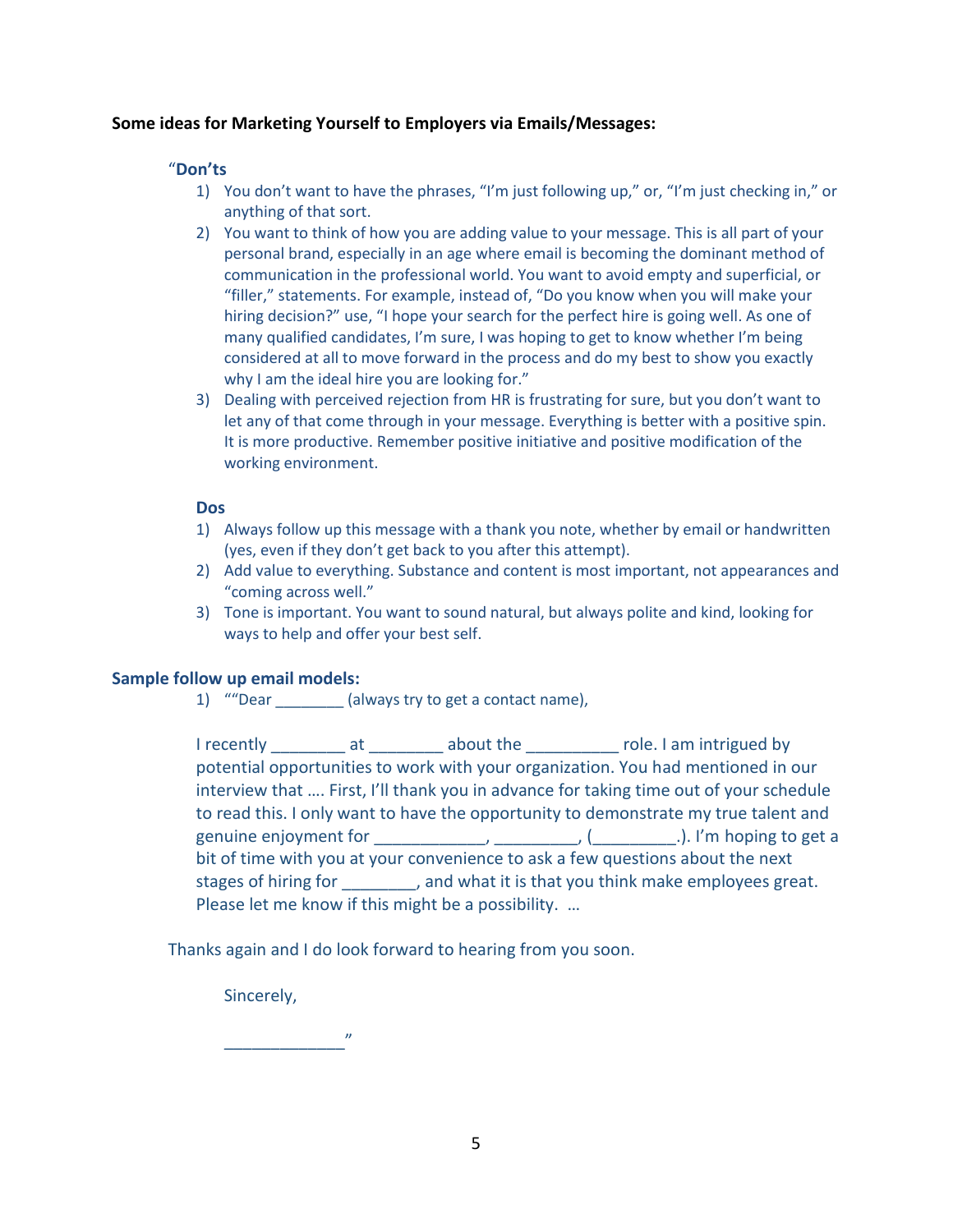**Some ideas for Marketing Yourself to Employers via Emails/Messages:**

"**Don'ts**

1) You don't want to have the phrases, "I'm just following up," or, "I'm just checking in," or anything of that sort.
2) You want to think of how you are adding value to your message. This is all part of your personal brand, especially in an age where email is becoming the dominant method of communication in the professional world. You want to avoid empty and superficial, or "filler," statements. For example, instead of, "Do you know when you will make your hiring decision?" use, "I hope your search for the perfect hire is going well. As one of many qualified candidates, I'm sure, I was hoping to get to know whether I'm being considered at all to move forward in the process and do my best to show you exactly why I am the ideal hire you are looking for."
3) Dealing with perceived rejection from HR is frustrating for sure, but you don't want to let any of that come through in your message. Everything is better with a positive spin. It is more productive. Remember positive initiative and positive modification of the working environment.

**Dos**

1) Always follow up this message with a thank you note, whether by email or handwritten (yes, even if they don't get back to you after this attempt).
2) Add value to everything. Substance and content is most important, not appearances and "coming across well."
3) Tone is important. You want to sound natural, but always polite and kind, looking for ways to help and offer your best self.

**Sample follow up email models:**

1) ""Dear ________ (always try to get a contact name),

I recently ________ at ________ about the __________ role. I am intrigued by potential opportunities to work with your organization. You had mentioned in our interview that …. First, I'll thank you in advance for taking time out of your schedule to read this. I only want to have the opportunity to demonstrate my true talent and genuine enjoyment for ____________, _________, (_________.). I'm hoping to get a bit of time with you at your convenience to ask a few questions about the next stages of hiring for ________, and what it is that you think make employees great. Please let me know if this might be a possibility. …

Thanks again and I do look forward to hearing from you soon.

Sincerely,

_____________"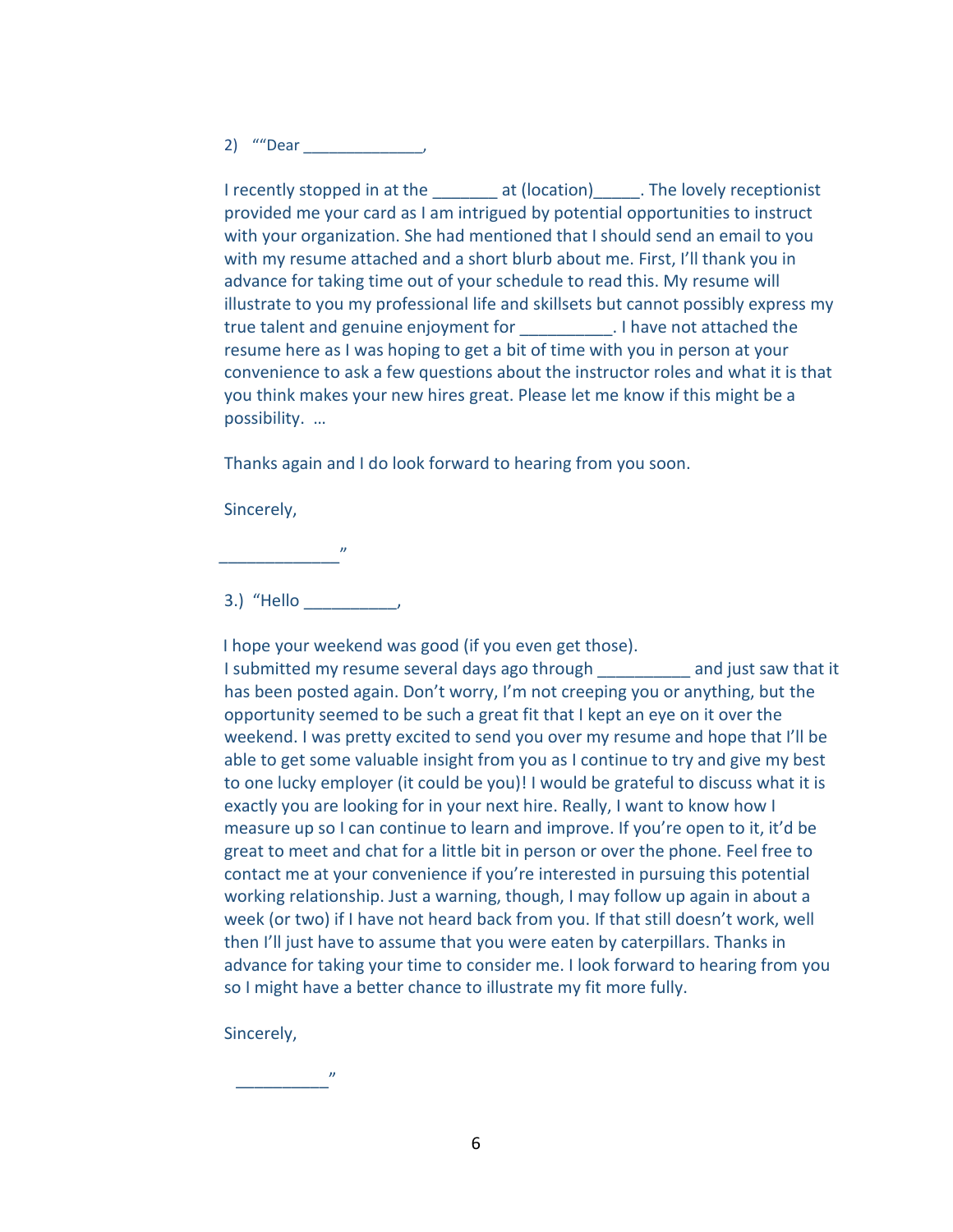2) ""Dear ______________,

I recently stopped in at the _______ at (location)_____. The lovely receptionist provided me your card as I am intrigued by potential opportunities to instruct with your organization. She had mentioned that I should send an email to you with my resume attached and a short blurb about me. First, I'll thank you in advance for taking time out of your schedule to read this. My resume will illustrate to you my professional life and skillsets but cannot possibly express my true talent and genuine enjoyment for __________. I have not attached the resume here as I was hoping to get a bit of time with you in person at your convenience to ask a few questions about the instructor roles and what it is that you think makes your new hires great. Please let me know if this might be a possibility. …

Thanks again and I do look forward to hearing from you soon.

Sincerely,

_____________"

3.) "Hello __________,

I hope your weekend was good (if you even get those).
I submitted my resume several days ago through __________ and just saw that it has been posted again. Don't worry, I'm not creeping you or anything, but the opportunity seemed to be such a great fit that I kept an eye on it over the weekend. I was pretty excited to send you over my resume and hope that I'll be able to get some valuable insight from you as I continue to try and give my best to one lucky employer (it could be you)! I would be grateful to discuss what it is exactly you are looking for in your next hire. Really, I want to know how I measure up so I can continue to learn and improve. If you're open to it, it'd be great to meet and chat for a little bit in person or over the phone. Feel free to contact me at your convenience if you're interested in pursuing this potential working relationship. Just a warning, though, I may follow up again in about a week (or two) if I have not heard back from you. If that still doesn't work, well then I'll just have to assume that you were eaten by caterpillars. Thanks in advance for taking your time to consider me. I look forward to hearing from you so I might have a better chance to illustrate my fit more fully.

Sincerely,

__________"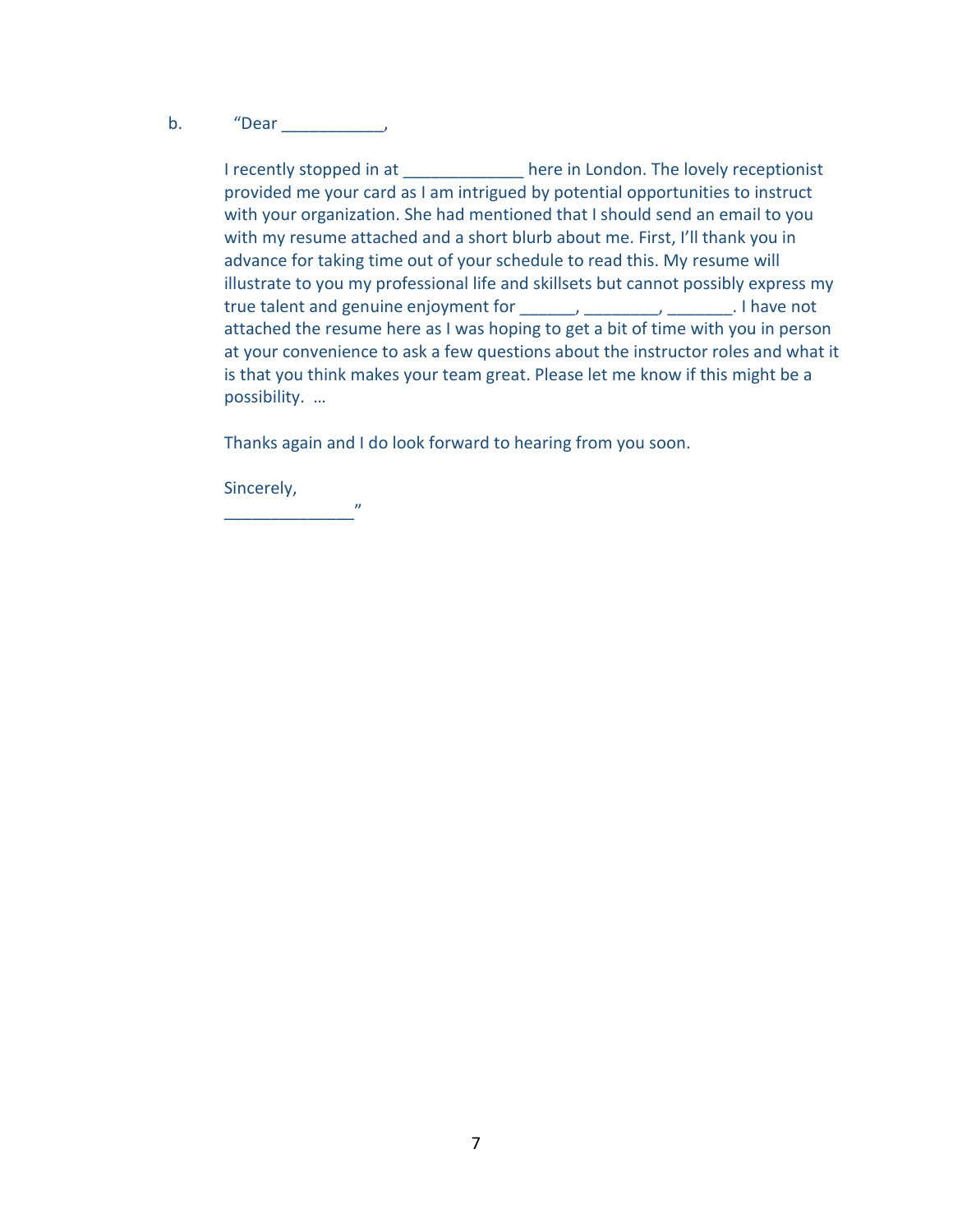b. “Dear ___________,

I recently stopped in at _____________ here in London. The lovely receptionist provided me your card as I am intrigued by potential opportunities to instruct with your organization. She had mentioned that I should send an email to you with my resume attached and a short blurb about me. First, I’ll thank you in advance for taking time out of your schedule to read this. My resume will illustrate to you my professional life and skillsets but cannot possibly express my true talent and genuine enjoyment for ______, ________, _______. I have not attached the resume here as I was hoping to get a bit of time with you in person at your convenience to ask a few questions about the instructor roles and what it is that you think makes your team great. Please let me know if this might be a possibility. …

Thanks again and I do look forward to hearing from you soon.

Sincerely,
______________”